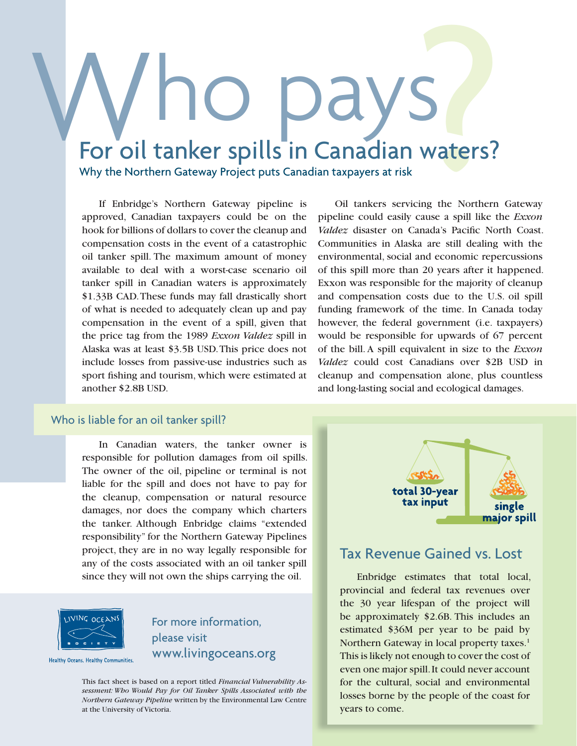# Who pays?

## For oil tanker spills in Canadian waters?

### Why the Northern Gateway Project puts Canadian taxpayers at risk

If Enbridge's Northern Gateway pipeline is approved, Canadian taxpayers could be on the hook for billions of dollars to cover the cleanup and compensation costs in the event of a catastrophic oil tanker spill. The maximum amount of money available to deal with a worst-case scenario oil tanker spill in Canadian waters is approximately $1.33B CAD. These funds may fall drastically short of what is needed to adequately clean up and pay compensation in the event of a spill, given that the price tag from the 1989 *Exxon Valdez* spill in Alaska was at least $3.5B USD. This price does not include losses from passive-use industries such as sport fishing and tourism, which were estimated at another $2.8B USD.

Oil tankers servicing the Northern Gateway pipeline could easily cause a spill like the *Exxon Valdez* disaster on Canada's Pacific North Coast. Communities in Alaska are still dealing with the environmental, social and economic repercussions of this spill more than 20 years after it happened. Exxon was responsible for the majority of cleanup and compensation costs due to the U.S. oil spill funding framework of the time. In Canada today however, the federal government (i.e. taxpayers) would be responsible for upwards of 67 percent of the bill. A spill equivalent in size to the *Exxon Valdez* could cost Canadians over $2B USD in cleanup and compensation alone, plus countless and long-lasting social and ecological damages.

### Who is liable for an oil tanker spill?

In Canadian waters, the tanker owner is responsible for pollution damages from oil spills. The owner of the oil, pipeline or terminal is not liable for the spill and does not have to pay for the cleanup, compensation or natural resource damages, nor does the company which charters the tanker. Although Enbridge claims "extended responsibility" for the Northern Gateway Pipelines project, they are in no way legally responsible for any of the costs associated with an oil tanker spill since they will not own the ships carrying the oil.

total 30-year tax input | single major spill

### Tax Revenue Gained vs. Lost

Enbridge estimates that total local, provincial and federal tax revenues over the 30 year lifespan of the project will be approximately $2.6B. This includes an estimated $36M per year to be paid by Northern Gateway in local property taxes.[1] This is likely not enough to cover the cost of even one major spill. It could never account for the cultural, social and environmental losses borne by the people of the coast for years to come.

LIVING OCEANS SOCIETY

Healthy Oceans. Healthy Communities.

For more information, please visit www.livingoceans.org

This fact sheet is based on a report titled *Financial Vulnerability Assessment: Who Would Pay for Oil Tanker Spills Associated with the Northern Gateway Pipeline* written by the Environmental Law Centre at the University of Victoria.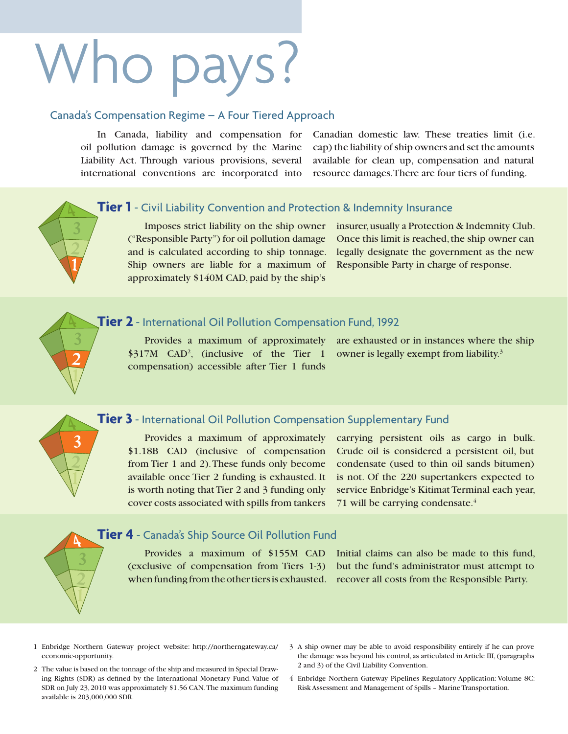# Who pays?

## Canada's Compensation Regime – A Four Tiered Approach

In Canada, liability and compensation for oil pollution damage is governed by the Marine Liability Act. Through various provisions, several international conventions are incorporated into Canadian domestic law. These treaties limit (i.e. cap) the liability of ship owners and set the amounts available for clean up, compensation and natural resource damages. There are four tiers of funding.

### **Tier 1** - Civil Liability Convention and Protection & Indemnity Insurance

Imposes strict liability on the ship owner ("Responsible Party") for oil pollution damage and is calculated according to ship tonnage. Ship owners are liable for a maximum of approximately $140M CAD, paid by the ship's insurer, usually a Protection & Indemnity Club. Once this limit is reached, the ship owner can legally designate the government as the new Responsible Party in charge of response.

### **Tier 2** - International Oil Pollution Compensation Fund, 1992

Provides a maximum of approximately $317M CAD[2], (inclusive of the Tier 1 compensation) accessible after Tier 1 funds are exhausted or in instances where the ship owner is legally exempt from liability.[3]

### **Tier 3** - International Oil Pollution Compensation Supplementary Fund

Provides a maximum of approximately $1.18B CAD (inclusive of compensation from Tier 1 and 2). These funds only become available once Tier 2 funding is exhausted. It is worth noting that Tier 2 and 3 funding only cover costs associated with spills from tankers carrying persistent oils as cargo in bulk. Crude oil is considered a persistent oil, but condensate (used to thin oil sands bitumen) is not. Of the 220 supertankers expected to service Enbridge's Kitimat Terminal each year, 71 will be carrying condensate.[4]

### **Tier 4** - Canada's Ship Source Oil Pollution Fund

Provides a maximum of $155M CAD (exclusive of compensation from Tiers 1-3) when funding from the other tiers is exhausted. Initial claims can also be made to this fund, but the fund's administrator must attempt to recover all costs from the Responsible Party.

---

1 Enbridge Northern Gateway project website: http://northerngateway.ca/economic-opportunity.

2 The value is based on the tonnage of the ship and measured in Special Drawing Rights (SDR) as defined by the International Monetary Fund. Value of SDR on July 23, 2010 was approximately $1.56 CAN. The maximum funding available is 203,000,000 SDR.

3 A ship owner may be able to avoid responsibility entirely if he can prove the damage was beyond his control, as articulated in Article III, (paragraphs 2 and 3) of the Civil Liability Convention.

4 Enbridge Northern Gateway Pipelines Regulatory Application: Volume 8C: Risk Assessment and Management of Spills – Marine Transportation.